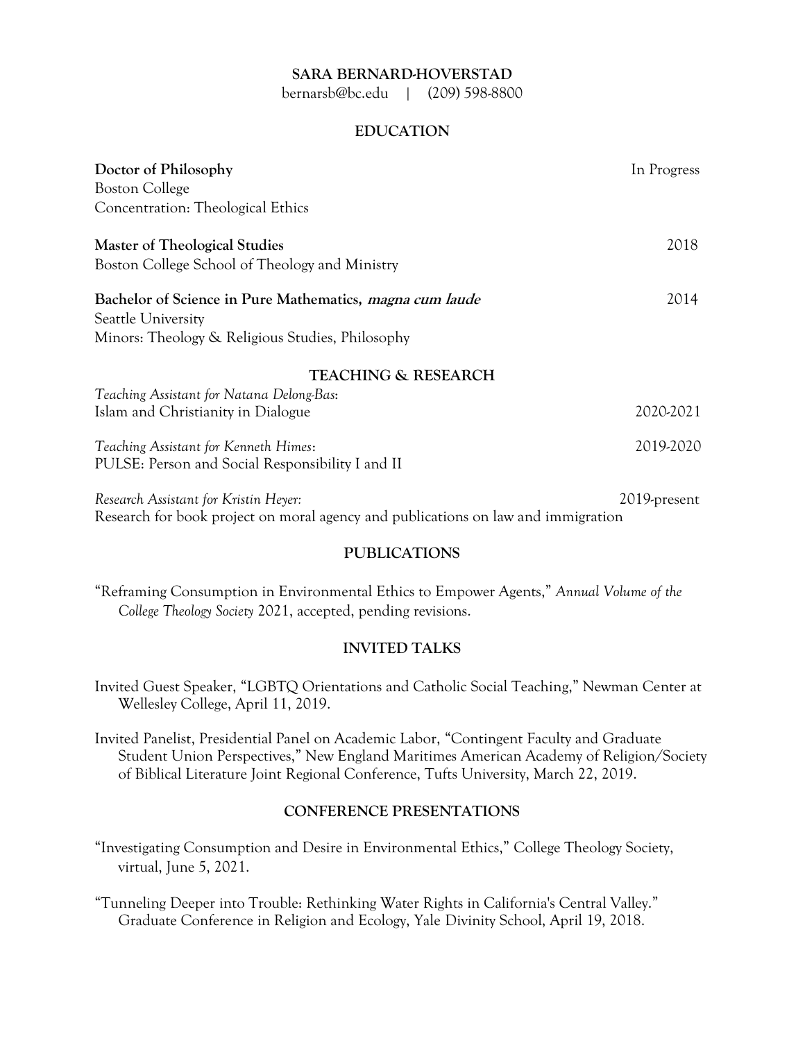# SARA BERNARD-HOVERSTAD

bernarsb@bc.edu | (209) 598-8800

## EDUCATION

**Doctor of Philosophy** — In Progress
Boston College
Concentration: Theological Ethics

**Master of Theological Studies** — 2018
Boston College School of Theology and Ministry

**Bachelor of Science in Pure Mathematics, *magna cum laude*** — 2014
Seattle University
Minors: Theology & Religious Studies, Philosophy

## TEACHING & RESEARCH

*Teaching Assistant for Natana Delong-Bas*:
Islam and Christianity in Dialogue — 2020-2021

*Teaching Assistant for Kenneth Himes*: — 2019-2020
PULSE: Person and Social Responsibility I and II

*Research Assistant for Kristin Heyer:* — 2019-present
Research for book project on moral agency and publications on law and immigration

## PUBLICATIONS

"Reframing Consumption in Environmental Ethics to Empower Agents," *Annual Volume of the College Theology Society* 2021, accepted, pending revisions.

## INVITED TALKS

Invited Guest Speaker, "LGBTQ Orientations and Catholic Social Teaching," Newman Center at Wellesley College, April 11, 2019.

Invited Panelist, Presidential Panel on Academic Labor, "Contingent Faculty and Graduate Student Union Perspectives," New England Maritimes American Academy of Religion/Society of Biblical Literature Joint Regional Conference, Tufts University, March 22, 2019.

## CONFERENCE PRESENTATIONS

"Investigating Consumption and Desire in Environmental Ethics," College Theology Society, virtual, June 5, 2021.

"Tunneling Deeper into Trouble: Rethinking Water Rights in California's Central Valley." Graduate Conference in Religion and Ecology, Yale Divinity School, April 19, 2018.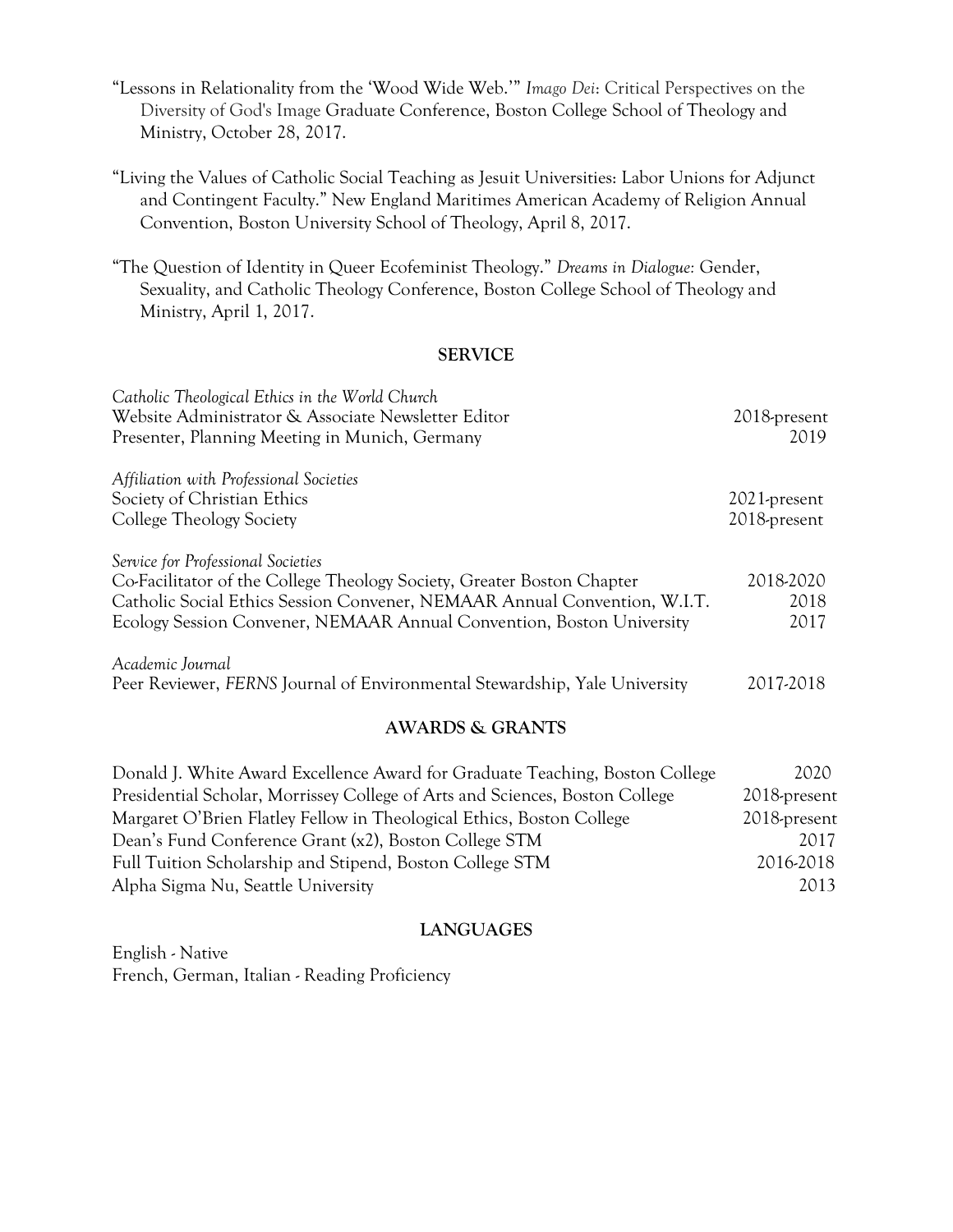"Lessons in Relationality from the 'Wood Wide Web.'" *Imago Dei*: Critical Perspectives on the Diversity of God's Image Graduate Conference, Boston College School of Theology and Ministry, October 28, 2017.

"Living the Values of Catholic Social Teaching as Jesuit Universities: Labor Unions for Adjunct and Contingent Faculty." New England Maritimes American Academy of Religion Annual Convention, Boston University School of Theology, April 8, 2017.

"The Question of Identity in Queer Ecofeminist Theology." *Dreams in Dialogue:* Gender, Sexuality, and Catholic Theology Conference, Boston College School of Theology and Ministry, April 1, 2017.

## SERVICE

*Catholic Theological Ethics in the World Church*

| | |
|---|---|
| Website Administrator & Associate Newsletter Editor | 2018-present |
| Presenter, Planning Meeting in Munich, Germany | 2019 |

*Affiliation with Professional Societies*

| | |
|---|---|
| Society of Christian Ethics | 2021-present |
| College Theology Society | 2018-present |

*Service for Professional Societies*

| | |
|---|---|
| Co-Facilitator of the College Theology Society, Greater Boston Chapter | 2018-2020 |
| Catholic Social Ethics Session Convener, NEMAAR Annual Convention, W.I.T. | 2018 |
| Ecology Session Convener, NEMAAR Annual Convention, Boston University | 2017 |

*Academic Journal*

| | |
|---|---|
| Peer Reviewer, *FERNS* Journal of Environmental Stewardship, Yale University | 2017-2018 |

## AWARDS & GRANTS

| | |
|---|---|
| Donald J. White Award Excellence Award for Graduate Teaching, Boston College | 2020 |
| Presidential Scholar, Morrissey College of Arts and Sciences, Boston College | 2018-present |
| Margaret O'Brien Flatley Fellow in Theological Ethics, Boston College | 2018-present |
| Dean's Fund Conference Grant (x2), Boston College STM | 2017 |
| Full Tuition Scholarship and Stipend, Boston College STM | 2016-2018 |
| Alpha Sigma Nu, Seattle University | 2013 |

## LANGUAGES

English - Native
French, German, Italian - Reading Proficiency